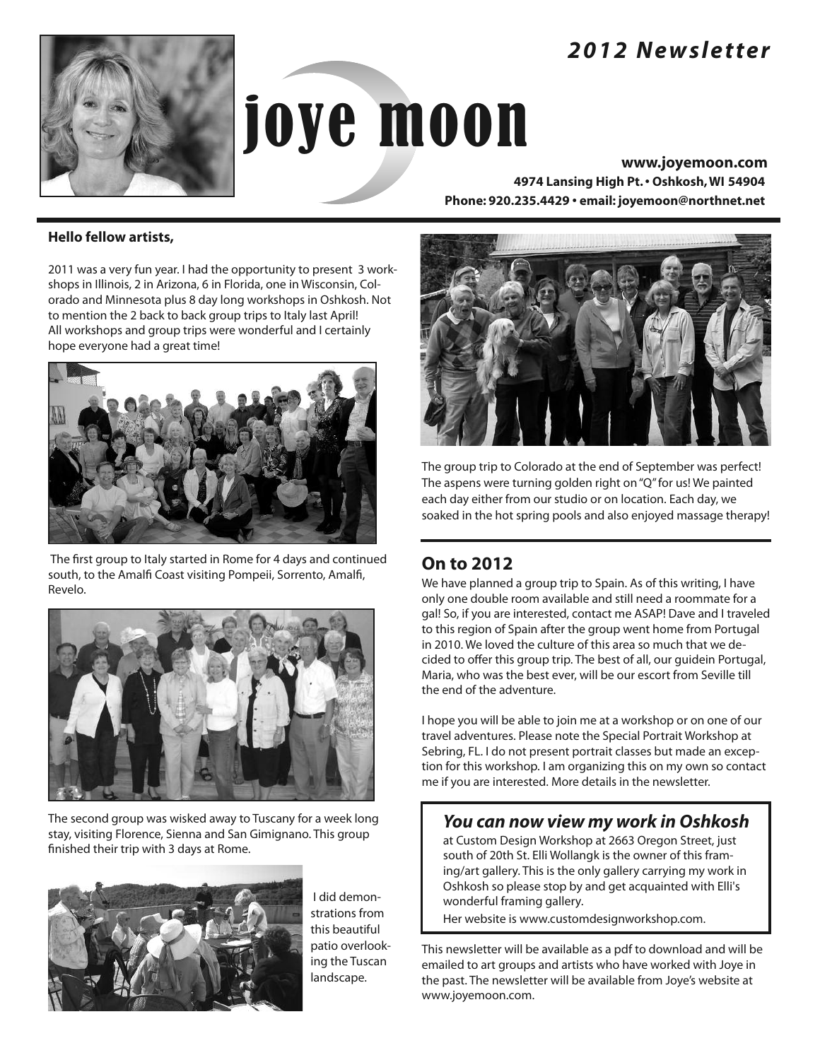*2012 Newsletter*

# joye moon

**www.joyemoon.com**
**4974 Lansing High Pt. • Oshkosh, WI 54904**
**Phone: 920.235.4429 • email: joyemoon@northnet.net**

**Hello fellow artists,**

2011 was a very fun year. I had the opportunity to present 3 workshops in Illinois, 2 in Arizona, 6 in Florida, one in Wisconsin, Colorado and Minnesota plus 8 day long workshops in Oshkosh. Not to mention the 2 back to back group trips to Italy last April! All workshops and group trips were wonderful and I certainly hope everyone had a great time!

The first group to Italy started in Rome for 4 days and continued south, to the Amalfi Coast visiting Pompeii, Sorrento, Amalfi, Revelo.

The second group was wisked away to Tuscany for a week long stay, visiting Florence, Sienna and San Gimignano. This group finished their trip with 3 days at Rome.

I did demonstrations from this beautiful patio overlooking the Tuscan landscape.

The group trip to Colorado at the end of September was perfect! The aspens were turning golden right on "Q" for us! We painted each day either from our studio or on location. Each day, we soaked in the hot spring pools and also enjoyed massage therapy!

## On to 2012

We have planned a group trip to Spain. As of this writing, I have only one double room available and still need a roommate for a gal! So, if you are interested, contact me ASAP! Dave and I traveled to this region of Spain after the group went home from Portugal in 2010. We loved the culture of this area so much that we decided to offer this group trip. The best of all, our guidein Portugal, Maria, who was the best ever, will be our escort from Seville till the end of the adventure.

I hope you will be able to join me at a workshop or on one of our travel adventures. Please note the Special Portrait Workshop at Sebring, FL. I do not present portrait classes but made an exception for this workshop. I am organizing this on my own so contact me if you are interested. More details in the newsletter.

### *You can now view my work in Oshkosh*

at Custom Design Workshop at 2663 Oregon Street, just south of 20th St. Elli Wollangk is the owner of this framing/art gallery. This is the only gallery carrying my work in Oshkosh so please stop by and get acquainted with Elli's wonderful framing gallery.

Her website is www.customdesignworkshop.com.

This newsletter will be available as a pdf to download and will be emailed to art groups and artists who have worked with Joye in the past. The newsletter will be available from Joye's website at www.joyemoon.com.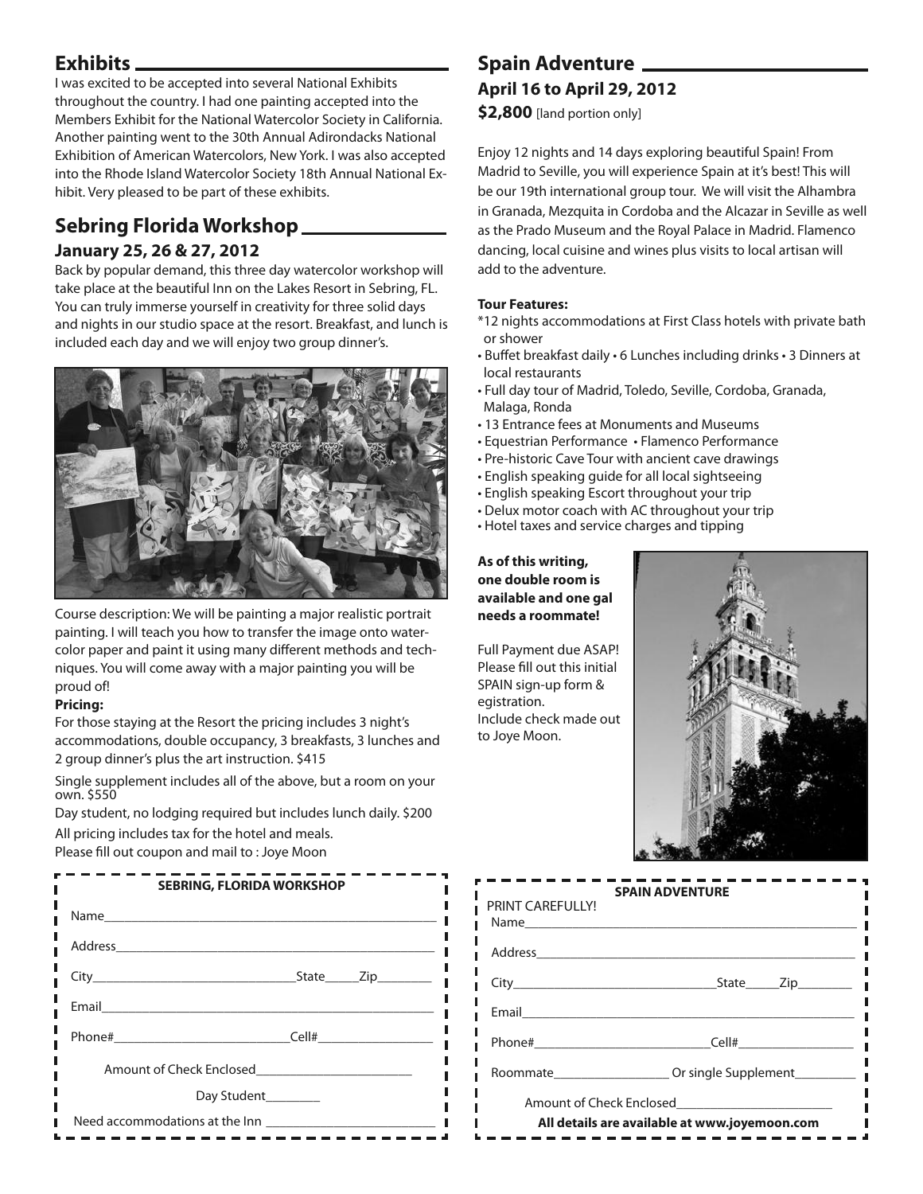## Exhibits

I was excited to be accepted into several National Exhibits throughout the country. I had one painting accepted into the Members Exhibit for the National Watercolor Society in California. Another painting went to the 30th Annual Adirondacks National Exhibition of American Watercolors, New York. I was also accepted into the Rhode Island Watercolor Society 18th Annual National Exhibit. Very pleased to be part of these exhibits.

## Sebring Florida Workshop

### January 25, 26 & 27, 2012

Back by popular demand, this three day watercolor workshop will take place at the beautiful Inn on the Lakes Resort in Sebring, FL. You can truly immerse yourself in creativity for three solid days and nights in our studio space at the resort. Breakfast, and lunch is included each day and we will enjoy two group dinner's.

Course description: We will be painting a major realistic portrait painting. I will teach you how to transfer the image onto watercolor paper and paint it using many different methods and techniques. You will come away with a major painting you will be proud of!

**Pricing:**

For those staying at the Resort the pricing includes 3 night's accommodations, double occupancy, 3 breakfasts, 3 lunches and 2 group dinner's plus the art instruction. $415

Single supplement includes all of the above, but a room on your own. $550

Day student, no lodging required but includes lunch daily. $200

All pricing includes tax for the hotel and meals.

Please fill out coupon and mail to : Joye Moon

**SEBRING, FLORIDA WORKSHOP**

Name\_\_\_\_\_\_\_\_\_\_\_\_\_\_\_\_\_\_\_\_\_\_\_\_

Address\_\_\_\_\_\_\_\_\_\_\_\_\_\_\_\_\_\_\_\_\_\_\_\_

City\_\_\_\_\_\_\_\_\_\_\_\_\_\_\_\_ State\_\_\_\_\_ Zip\_\_\_\_\_\_\_\_

Email\_\_\_\_\_\_\_\_\_\_\_\_\_\_\_\_\_\_\_\_\_\_\_\_

Phone#\_\_\_\_\_\_\_\_\_\_\_\_\_\_ Cell#\_\_\_\_\_\_\_\_\_\_\_\_\_\_

Amount of Check Enclosed\_\_\_\_\_\_\_\_\_\_\_\_\_\_

Day Student\_\_\_\_\_\_\_\_

Need accommodations at the Inn \_\_\_\_\_\_\_\_\_\_\_\_\_\_

## Spain Adventure

### April 16 to April 29, 2012

**$2,800** [land portion only]

Enjoy 12 nights and 14 days exploring beautiful Spain! From Madrid to Seville, you will experience Spain at it's best! This will be our 19th international group tour. We will visit the Alhambra in Granada, Mezquita in Cordoba and the Alcazar in Seville as well as the Prado Museum and the Royal Palace in Madrid. Flamenco dancing, local cuisine and wines plus visits to local artisan will add to the adventure.

**Tour Features:**

- *12 nights accommodations at First Class hotels with private bath or shower
- Buffet breakfast daily • 6 Lunches including drinks • 3 Dinners at local restaurants
- Full day tour of Madrid, Toledo, Seville, Cordoba, Granada, Malaga, Ronda
- 13 Entrance fees at Monuments and Museums
- Equestrian Performance • Flamenco Performance
- Pre-historic Cave Tour with ancient cave drawings
- English speaking guide for all local sightseeing
- English speaking Escort throughout your trip
- Delux motor coach with AC throughout your trip
- Hotel taxes and service charges and tipping

**As of this writing, one double room is available and one gal needs a roommate!**

Full Payment due ASAP! Please fill out this initial SPAIN sign-up form & egistration. Include check made out to Joye Moon.

**SPAIN ADVENTURE**

PRINT CAREFULLY!

Name\_\_\_\_\_\_\_\_\_\_\_\_\_\_\_\_\_\_\_\_\_\_\_\_

Address\_\_\_\_\_\_\_\_\_\_\_\_\_\_\_\_\_\_\_\_\_\_\_\_

City\_\_\_\_\_\_\_\_\_\_\_\_\_\_\_\_ State\_\_\_\_\_ Zip\_\_\_\_\_\_\_\_

Email\_\_\_\_\_\_\_\_\_\_\_\_\_\_\_\_\_\_\_\_\_\_\_\_

Phone#\_\_\_\_\_\_\_\_\_\_\_\_\_\_ Cell#\_\_\_\_\_\_\_\_\_\_\_\_\_\_

Roommate\_\_\_\_\_\_\_\_\_\_\_\_\_\_ Or single Supplement\_\_\_\_\_\_\_\_\_

Amount of Check Enclosed\_\_\_\_\_\_\_\_\_\_\_\_\_\_

**All details are available at www.joyemoon.com**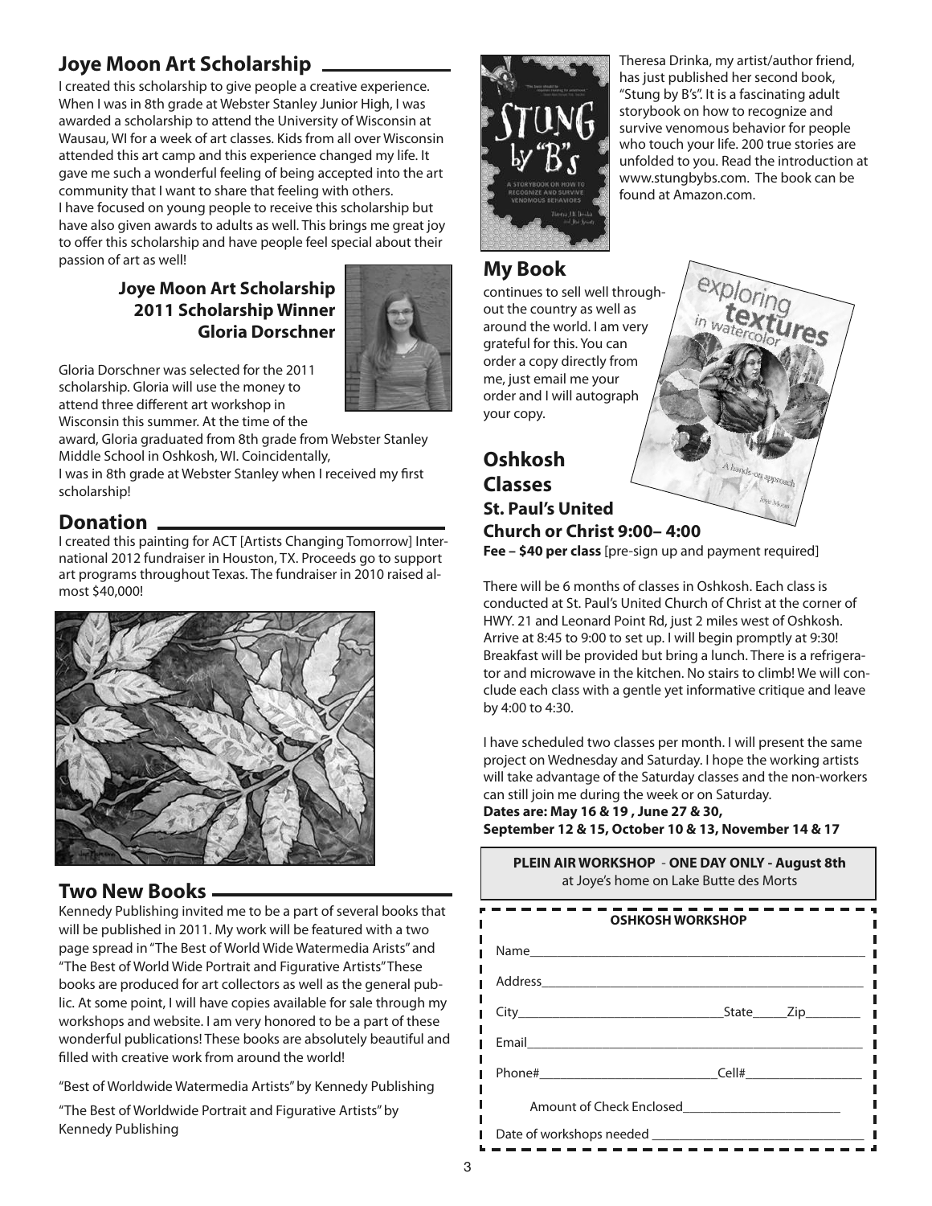## Joye Moon Art Scholarship

I created this scholarship to give people a creative experience. When I was in 8th grade at Webster Stanley Junior High, I was awarded a scholarship to attend the University of Wisconsin at Wausau, WI for a week of art classes. Kids from all over Wisconsin attended this art camp and this experience changed my life. It gave me such a wonderful feeling of being accepted into the art community that I want to share that feeling with others. I have focused on young people to receive this scholarship but have also given awards to adults as well. This brings me great joy to offer this scholarship and have people feel special about their passion of art as well!

### Joye Moon Art Scholarship 2011 Scholarship Winner Gloria Dorschner

Gloria Dorschner was selected for the 2011 scholarship. Gloria will use the money to attend three different art workshop in Wisconsin this summer. At the time of the award, Gloria graduated from 8th grade from Webster Stanley Middle School in Oshkosh, WI. Coincidentally,
I was in 8th grade at Webster Stanley when I received my first scholarship!

## Donation

I created this painting for ACT [Artists Changing Tomorrow] International 2012 fundraiser in Houston, TX. Proceeds go to support art programs throughout Texas. The fundraiser in 2010 raised almost $40,000!

## Two New Books

Kennedy Publishing invited me to be a part of several books that will be published in 2011. My work will be featured with a two page spread in "The Best of World Wide Watermedia Arists" and "The Best of World Wide Portrait and Figurative Artists" These books are produced for art collectors as well as the general public. At some point, I will have copies available for sale through my workshops and website. I am very honored to be a part of these wonderful publications! These books are absolutely beautiful and filled with creative work from around the world!

"Best of Worldwide Watermedia Artists" by Kennedy Publishing

"The Best of Worldwide Portrait and Figurative Artists" by Kennedy Publishing

Theresa Drinka, my artist/author friend, has just published her second book, "Stung by B's". It is a fascinating adult storybook on how to recognize and survive venomous behavior for people who touch your life. 200 true stories are unfolded to you. Read the introduction at www.stungbybs.com. The book can be found at Amazon.com.

## My Book

continues to sell well throughout the country as well as around the world. I am very grateful for this. You can order a copy directly from me, just email me your order and I will autograph your copy.

## Oshkosh Classes

### St. Paul's United Church or Christ 9:00– 4:00

**Fee – $40 per class** [pre-sign up and payment required]

There will be 6 months of classes in Oshkosh. Each class is conducted at St. Paul's United Church of Christ at the corner of HWY. 21 and Leonard Point Rd, just 2 miles west of Oshkosh. Arrive at 8:45 to 9:00 to set up. I will begin promptly at 9:30! Breakfast will be provided but bring a lunch. There is a refrigerator and microwave in the kitchen. No stairs to climb! We will conclude each class with a gentle yet informative critique and leave by 4:00 to 4:30.

I have scheduled two classes per month. I will present the same project on Wednesday and Saturday. I hope the working artists will take advantage of the Saturday classes and the non-workers can still join me during the week or on Saturday.

**Dates are: May 16 & 19 , June 27 & 30,**
**September 12 & 15, October 10 & 13, November 14 & 17**

**PLEIN AIR WORKSHOP - ONE DAY ONLY - August 8th**
at Joye's home on Lake Butte des Morts

**OSHKOSH WORKSHOP**

Name\_\_\_\_\_\_\_\_\_\_\_\_\_\_\_\_\_\_\_\_\_\_\_\_\_\_\_\_\_\_

Address\_\_\_\_\_\_\_\_\_\_\_\_\_\_\_\_\_\_\_\_\_\_\_\_\_\_\_\_

City\_\_\_\_\_\_\_\_\_\_\_\_\_\_\_\_ State\_\_\_\_\_ Zip\_\_\_\_\_\_\_\_

Email\_\_\_\_\_\_\_\_\_\_\_\_\_\_\_\_\_\_\_\_\_\_\_\_\_\_\_\_\_\_

Phone#\_\_\_\_\_\_\_\_\_\_\_\_\_\_\_\_ Cell#\_\_\_\_\_\_\_\_\_\_\_\_

Amount of Check Enclosed\_\_\_\_\_\_\_\_\_\_\_\_\_\_\_\_

Date of workshops needed \_\_\_\_\_\_\_\_\_\_\_\_\_\_\_\_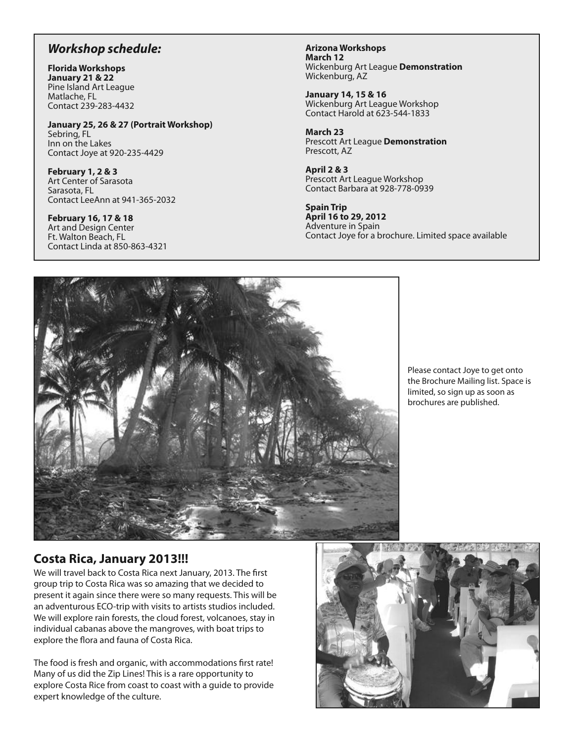## *Workshop schedule:*

**Florida Workshops**
**January 21 & 22**
Pine Island Art League
Matlache, FL
Contact 239-283-4432

**January 25, 26 & 27 (Portrait Workshop)**
Sebring, FL
Inn on the Lakes
Contact Joye at 920-235-4429

**February 1, 2 & 3**
Art Center of Sarasota
Sarasota, FL
Contact LeeAnn at 941-365-2032

**February 16, 17 & 18**
Art and Design Center
Ft. Walton Beach, FL
Contact Linda at 850-863-4321

**Arizona Workshops**
**March 12**
Wickenburg Art League **Demonstration**
Wickenburg, AZ

**January 14, 15 & 16**
Wickenburg Art League Workshop
Contact Harold at 623-544-1833

**March 23**
Prescott Art League **Demonstration**
Prescott, AZ

**April 2 & 3**
Prescott Art League Workshop
Contact Barbara at 928-778-0939

**Spain Trip**
**April 16 to 29, 2012**
Adventure in Spain
Contact Joye for a brochure. Limited space available

Please contact Joye to get onto the Brochure Mailing list. Space is limited, so sign up as soon as brochures are published.

## Costa Rica, January 2013!!!

We will travel back to Costa Rica next January, 2013. The first group trip to Costa Rica was so amazing that we decided to present it again since there were so many requests. This will be an adventurous ECO-trip with visits to artists studios included. We will explore rain forests, the cloud forest, volcanoes, stay in individual cabanas above the mangroves, with boat trips to explore the flora and fauna of Costa Rica.

The food is fresh and organic, with accommodations first rate! Many of us did the Zip Lines! This is a rare opportunity to explore Costa Rice from coast to coast with a guide to provide expert knowledge of the culture.